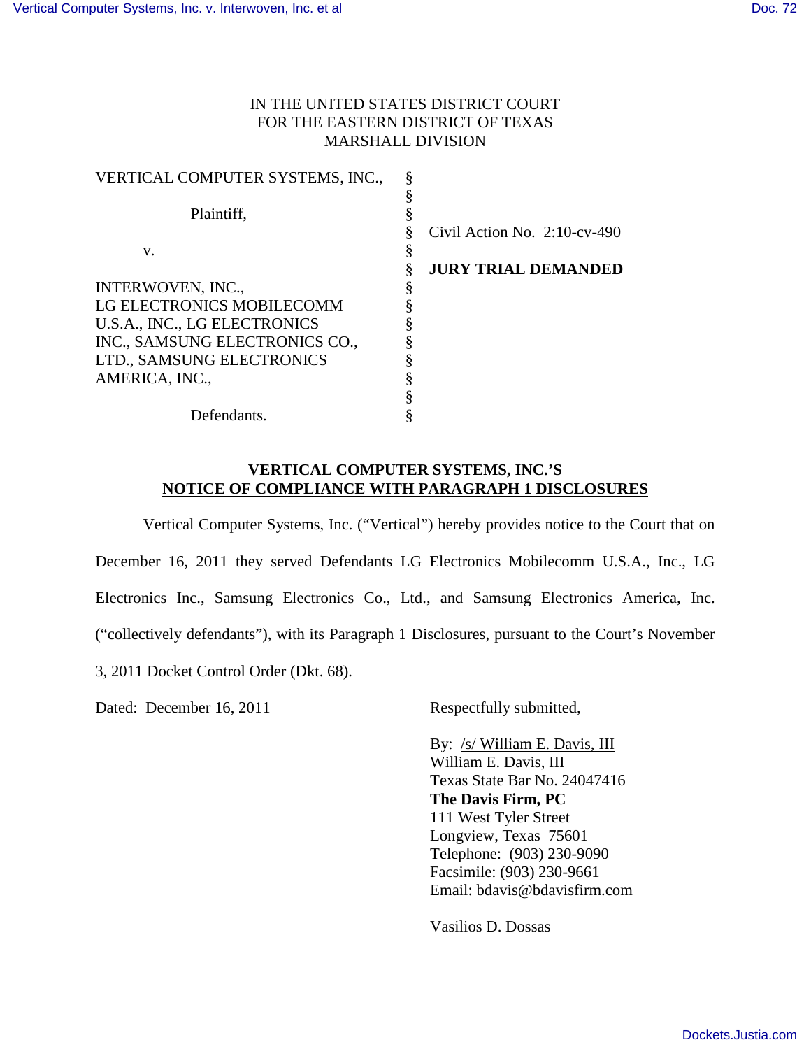IN THE UNITED STATES DISTRICT COURT
FOR THE EASTERN DISTRICT OF TEXAS
MARSHALL DIVISION

| | | |
|---|---|---|
| VERTICAL COMPUTER SYSTEMS, INC., | § | |
| | § | |
| Plaintiff, | § | |
| | § | Civil Action No. 2:10-cv-490 |
| v. | § | |
| | § | **JURY TRIAL DEMANDED** |
| INTERWOVEN, INC., | § | |
| LG ELECTRONICS MOBILECOMM | § | |
| U.S.A., INC., LG ELECTRONICS | § | |
| INC., SAMSUNG ELECTRONICS CO., | § | |
| LTD., SAMSUNG ELECTRONICS | § | |
| AMERICA, INC., | § | |
| | § | |
| Defendants. | § | |

**VERTICAL COMPUTER SYSTEMS, INC.'S**
**NOTICE OF COMPLIANCE WITH PARAGRAPH 1 DISCLOSURES**

Vertical Computer Systems, Inc. ("Vertical") hereby provides notice to the Court that on December 16, 2011 they served Defendants LG Electronics Mobilecomm U.S.A., Inc., LG Electronics Inc., Samsung Electronics Co., Ltd., and Samsung Electronics America, Inc. ("collectively defendants"), with its Paragraph 1 Disclosures, pursuant to the Court's November 3, 2011 Docket Control Order (Dkt. 68).

Dated: December 16, 2011

Respectfully submitted,

By: /s/ William E. Davis, III
William E. Davis, III
Texas State Bar No. 24047416
**The Davis Firm, PC**
111 West Tyler Street
Longview, Texas 75601
Telephone: (903) 230-9090
Facsimile: (903) 230-9661
Email: bdavis@bdavisfirm.com

Vasilios D. Dossas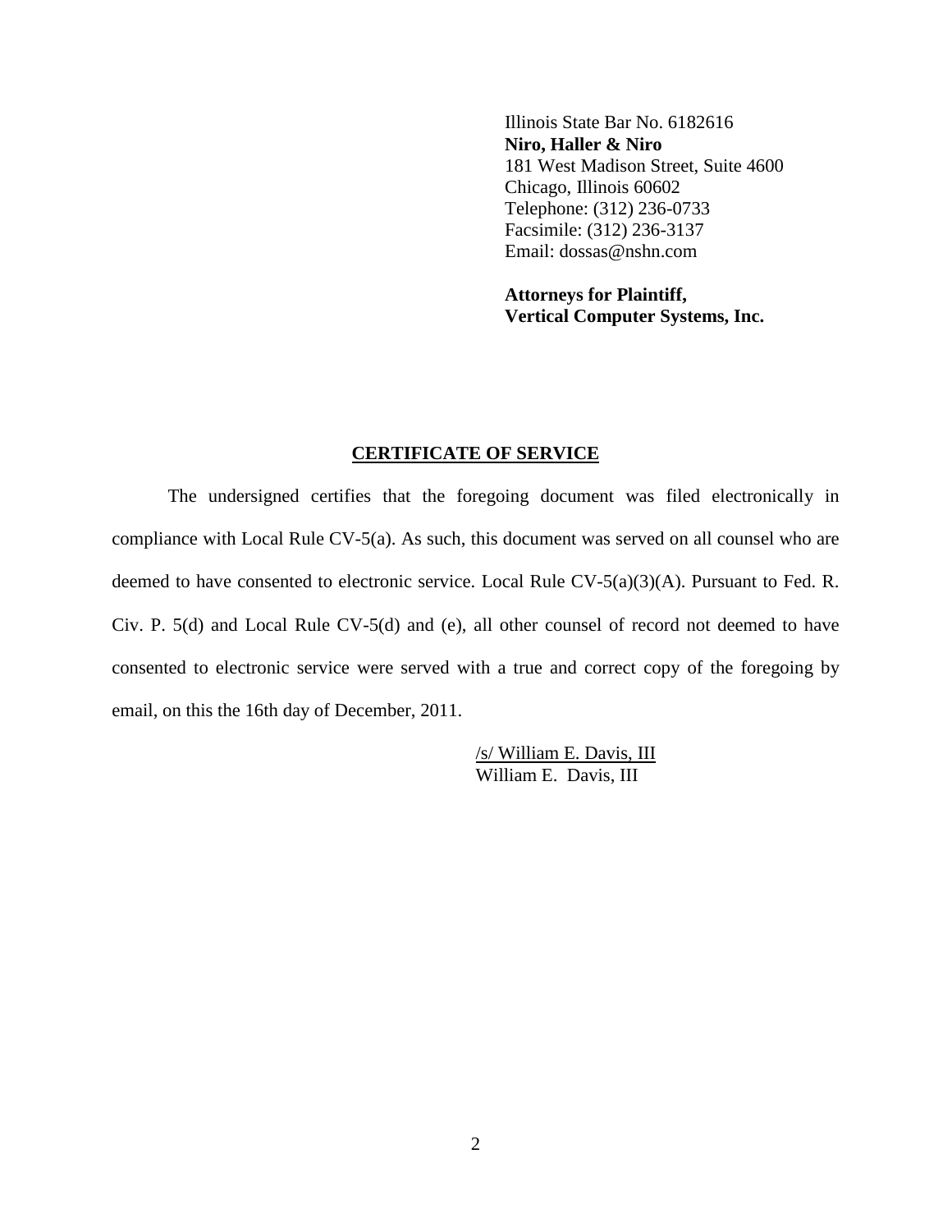Illinois State Bar No. 6182616
**Niro, Haller & Niro**
181 West Madison Street, Suite 4600
Chicago, Illinois 60602
Telephone: (312) 236-0733
Facsimile: (312) 236-3137
Email: dossas@nshn.com

**Attorneys for Plaintiff,**
**Vertical Computer Systems, Inc.**

## CERTIFICATE OF SERVICE

The undersigned certifies that the foregoing document was filed electronically in compliance with Local Rule CV-5(a). As such, this document was served on all counsel who are deemed to have consented to electronic service. Local Rule CV-5(a)(3)(A). Pursuant to Fed. R. Civ. P. 5(d) and Local Rule CV-5(d) and (e), all other counsel of record not deemed to have consented to electronic service were served with a true and correct copy of the foregoing by email, on this the 16th day of December, 2011.

/s/ William E. Davis, III
William E. Davis, III